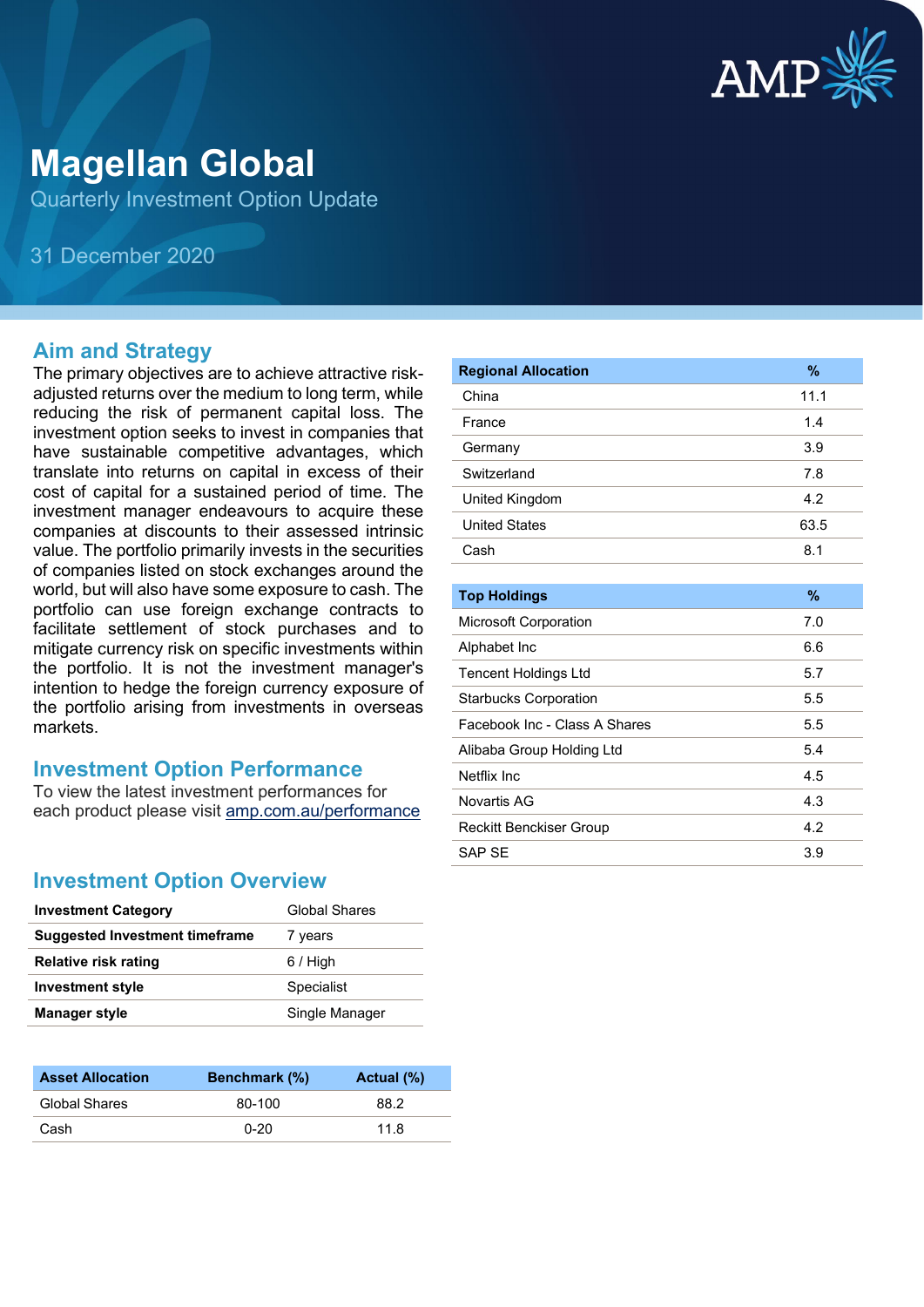# Magellan Global

Quarterly Investment Option Update

31 December 2020

## Aim and Strategy

The primary objectives are to achieve attractive risk-adjusted returns over the medium to long term, while reducing the risk of permanent capital loss. The investment option seeks to invest in companies that have sustainable competitive advantages, which translate into returns on capital in excess of their cost of capital for a sustained period of time. The investment manager endeavours to acquire these companies at discounts to their assessed intrinsic value. The portfolio primarily invests in the securities of companies listed on stock exchanges around the world, but will also have some exposure to cash. The portfolio can use foreign exchange contracts to facilitate settlement of stock purchases and to mitigate currency risk on specific investments within the portfolio. It is not the investment manager's intention to hedge the foreign currency exposure of the portfolio arising from investments in overseas markets.

## Investment Option Performance

To view the latest investment performances for each product please visit amp.com.au/performance

## Investment Option Overview

| | |
|---|---|
| **Investment Category** | Global Shares |
| **Suggested Investment timeframe** | 7 years |
| **Relative risk rating** | 6 / High |
| **Investment style** | Specialist |
| **Manager style** | Single Manager |

| Asset Allocation | Benchmark (%) | Actual (%) |
|---|---|---|
| Global Shares | 80-100 | 88.2 |
| Cash | 0-20 | 11.8 |

| Regional Allocation | % |
|---|---|
| China | 11.1 |
| France | 1.4 |
| Germany | 3.9 |
| Switzerland | 7.8 |
| United Kingdom | 4.2 |
| United States | 63.5 |
| Cash | 8.1 |

| Top Holdings | % |
|---|---|
| Microsoft Corporation | 7.0 |
| Alphabet Inc | 6.6 |
| Tencent Holdings Ltd | 5.7 |
| Starbucks Corporation | 5.5 |
| Facebook Inc - Class A Shares | 5.5 |
| Alibaba Group Holding Ltd | 5.4 |
| Netflix Inc | 4.5 |
| Novartis AG | 4.3 |
| Reckitt Benckiser Group | 4.2 |
| SAP SE | 3.9 |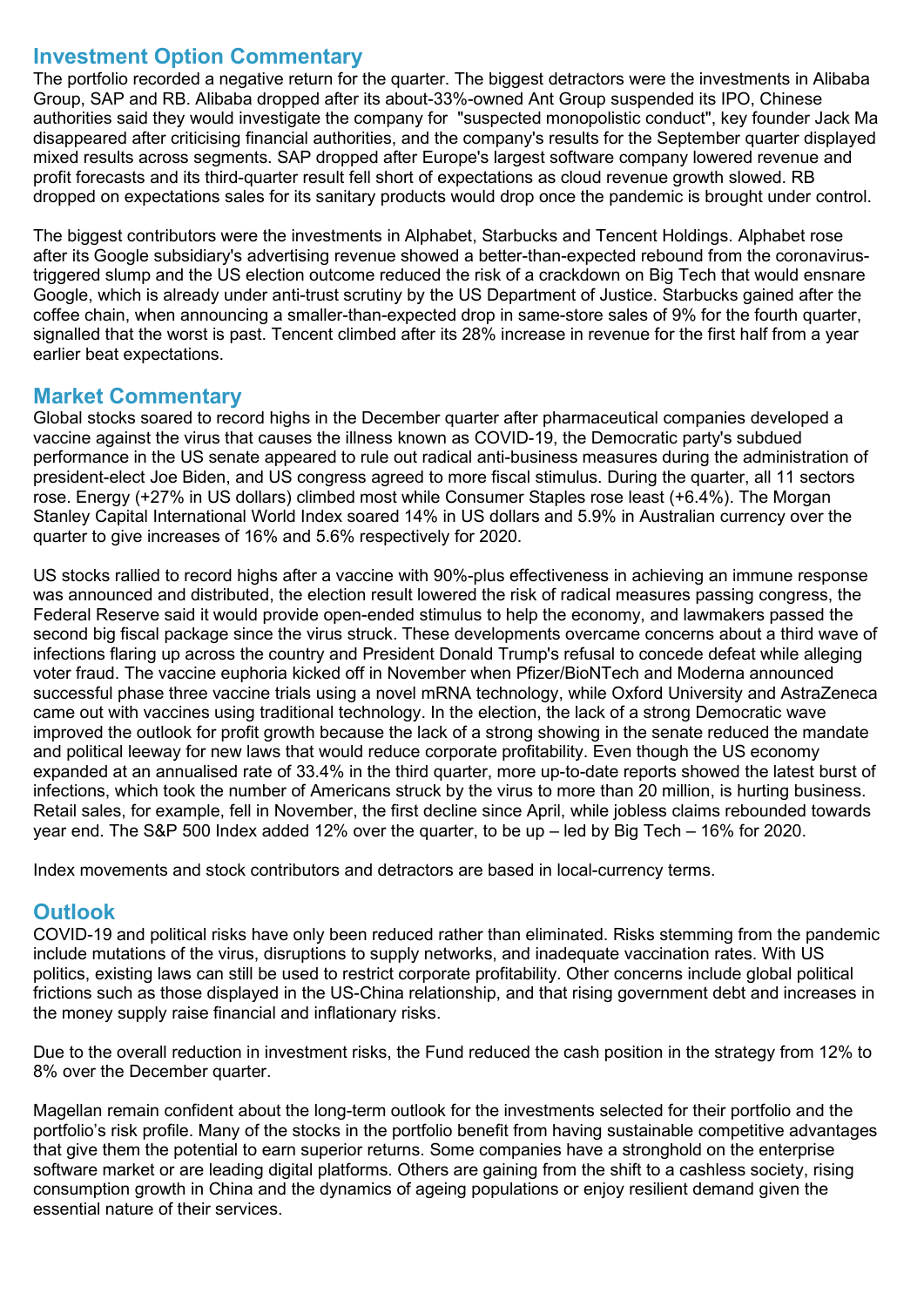## Investment Option Commentary

The portfolio recorded a negative return for the quarter. The biggest detractors were the investments in Alibaba Group, SAP and RB. Alibaba dropped after its about-33%-owned Ant Group suspended its IPO, Chinese authorities said they would investigate the company for "suspected monopolistic conduct", key founder Jack Ma disappeared after criticising financial authorities, and the company's results for the September quarter displayed mixed results across segments. SAP dropped after Europe's largest software company lowered revenue and profit forecasts and its third-quarter result fell short of expectations as cloud revenue growth slowed. RB dropped on expectations sales for its sanitary products would drop once the pandemic is brought under control.

The biggest contributors were the investments in Alphabet, Starbucks and Tencent Holdings. Alphabet rose after its Google subsidiary's advertising revenue showed a better-than-expected rebound from the coronavirus-triggered slump and the US election outcome reduced the risk of a crackdown on Big Tech that would ensnare Google, which is already under anti-trust scrutiny by the US Department of Justice. Starbucks gained after the coffee chain, when announcing a smaller-than-expected drop in same-store sales of 9% for the fourth quarter, signalled that the worst is past. Tencent climbed after its 28% increase in revenue for the first half from a year earlier beat expectations.

## Market Commentary

Global stocks soared to record highs in the December quarter after pharmaceutical companies developed a vaccine against the virus that causes the illness known as COVID-19, the Democratic party's subdued performance in the US senate appeared to rule out radical anti-business measures during the administration of president-elect Joe Biden, and US congress agreed to more fiscal stimulus. During the quarter, all 11 sectors rose. Energy (+27% in US dollars) climbed most while Consumer Staples rose least (+6.4%). The Morgan Stanley Capital International World Index soared 14% in US dollars and 5.9% in Australian currency over the quarter to give increases of 16% and 5.6% respectively for 2020.

US stocks rallied to record highs after a vaccine with 90%-plus effectiveness in achieving an immune response was announced and distributed, the election result lowered the risk of radical measures passing congress, the Federal Reserve said it would provide open-ended stimulus to help the economy, and lawmakers passed the second big fiscal package since the virus struck. These developments overcame concerns about a third wave of infections flaring up across the country and President Donald Trump's refusal to concede defeat while alleging voter fraud. The vaccine euphoria kicked off in November when Pfizer/BioNTech and Moderna announced successful phase three vaccine trials using a novel mRNA technology, while Oxford University and AstraZeneca came out with vaccines using traditional technology. In the election, the lack of a strong Democratic wave improved the outlook for profit growth because the lack of a strong showing in the senate reduced the mandate and political leeway for new laws that would reduce corporate profitability. Even though the US economy expanded at an annualised rate of 33.4% in the third quarter, more up-to-date reports showed the latest burst of infections, which took the number of Americans struck by the virus to more than 20 million, is hurting business. Retail sales, for example, fell in November, the first decline since April, while jobless claims rebounded towards year end. The S&P 500 Index added 12% over the quarter, to be up – led by Big Tech – 16% for 2020.

Index movements and stock contributors and detractors are based in local-currency terms.

## Outlook

COVID-19 and political risks have only been reduced rather than eliminated. Risks stemming from the pandemic include mutations of the virus, disruptions to supply networks, and inadequate vaccination rates. With US politics, existing laws can still be used to restrict corporate profitability. Other concerns include global political frictions such as those displayed in the US-China relationship, and that rising government debt and increases in the money supply raise financial and inflationary risks.

Due to the overall reduction in investment risks, the Fund reduced the cash position in the strategy from 12% to 8% over the December quarter.

Magellan remain confident about the long-term outlook for the investments selected for their portfolio and the portfolio's risk profile. Many of the stocks in the portfolio benefit from having sustainable competitive advantages that give them the potential to earn superior returns. Some companies have a stronghold on the enterprise software market or are leading digital platforms. Others are gaining from the shift to a cashless society, rising consumption growth in China and the dynamics of ageing populations or enjoy resilient demand given the essential nature of their services.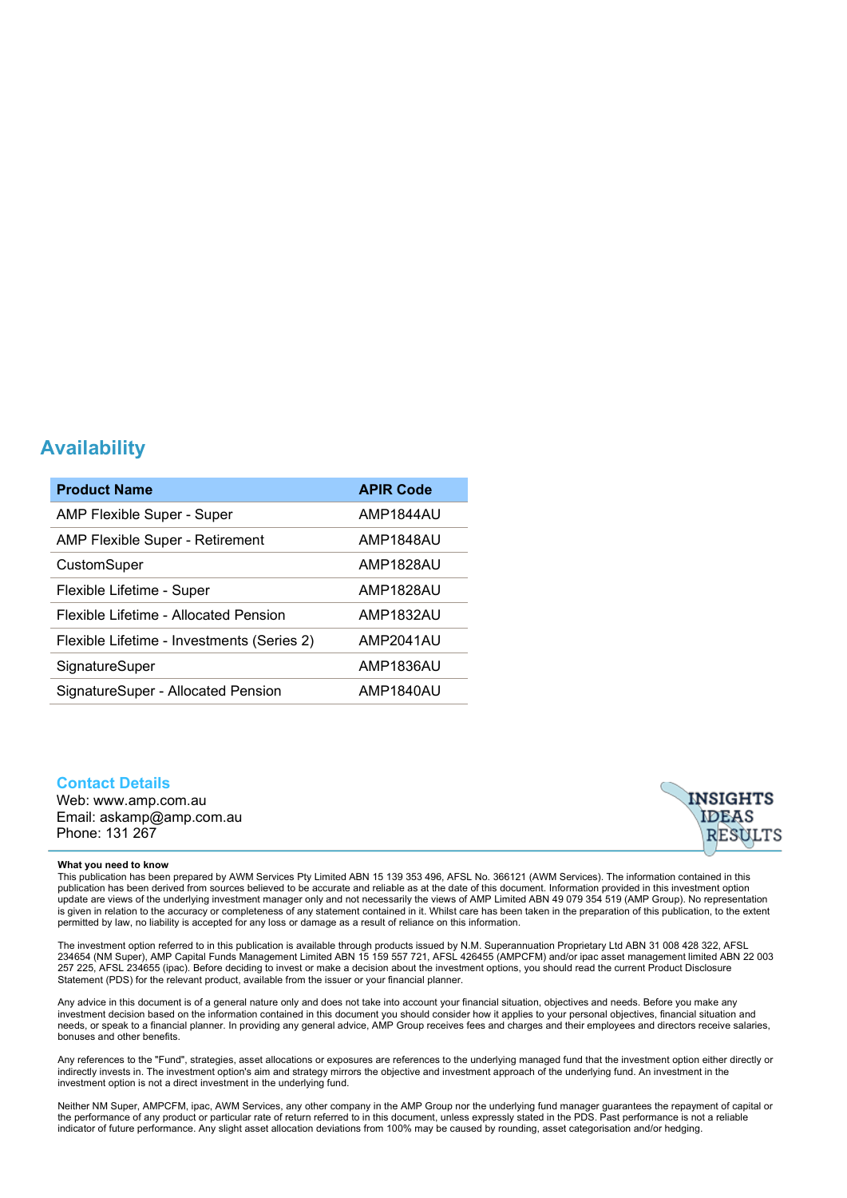## Availability

| Product Name | APIR Code |
| --- | --- |
| AMP Flexible Super - Super | AMP1844AU |
| AMP Flexible Super - Retirement | AMP1848AU |
| CustomSuper | AMP1828AU |
| Flexible Lifetime - Super | AMP1828AU |
| Flexible Lifetime - Allocated Pension | AMP1832AU |
| Flexible Lifetime - Investments (Series 2) | AMP2041AU |
| SignatureSuper | AMP1836AU |
| SignatureSuper - Allocated Pension | AMP1840AU |

### Contact Details

Web: www.amp.com.au
Email: askamp@amp.com.au
Phone: 131 267

INSIGHTS
IDEAS
RESULTS

**What you need to know**

This publication has been prepared by AWM Services Pty Limited ABN 15 139 353 496, AFSL No. 366121 (AWM Services). The information contained in this publication has been derived from sources believed to be accurate and reliable as at the date of this document. Information provided in this investment option update are views of the underlying investment manager only and not necessarily the views of AMP Limited ABN 49 079 354 519 (AMP Group). No representation is given in relation to the accuracy or completeness of any statement contained in it. Whilst care has been taken in the preparation of this publication, to the extent permitted by law, no liability is accepted for any loss or damage as a result of reliance on this information.

The investment option referred to in this publication is available through products issued by N.M. Superannuation Proprietary Ltd ABN 31 008 428 322, AFSL 234654 (NM Super), AMP Capital Funds Management Limited ABN 15 159 557 721, AFSL 426455 (AMPCFM) and/or ipac asset management limited ABN 22 003 257 225, AFSL 234655 (ipac). Before deciding to invest or make a decision about the investment options, you should read the current Product Disclosure Statement (PDS) for the relevant product, available from the issuer or your financial planner.

Any advice in this document is of a general nature only and does not take into account your financial situation, objectives and needs. Before you make any investment decision based on the information contained in this document you should consider how it applies to your personal objectives, financial situation and needs, or speak to a financial planner. In providing any general advice, AMP Group receives fees and charges and their employees and directors receive salaries, bonuses and other benefits.

Any references to the "Fund", strategies, asset allocations or exposures are references to the underlying managed fund that the investment option either directly or indirectly invests in. The investment option's aim and strategy mirrors the objective and investment approach of the underlying fund. An investment in the investment option is not a direct investment in the underlying fund.

Neither NM Super, AMPCFM, ipac, AWM Services, any other company in the AMP Group nor the underlying fund manager guarantees the repayment of capital or the performance of any product or particular rate of return referred to in this document, unless expressly stated in the PDS. Past performance is not a reliable indicator of future performance. Any slight asset allocation deviations from 100% may be caused by rounding, asset categorisation and/or hedging.